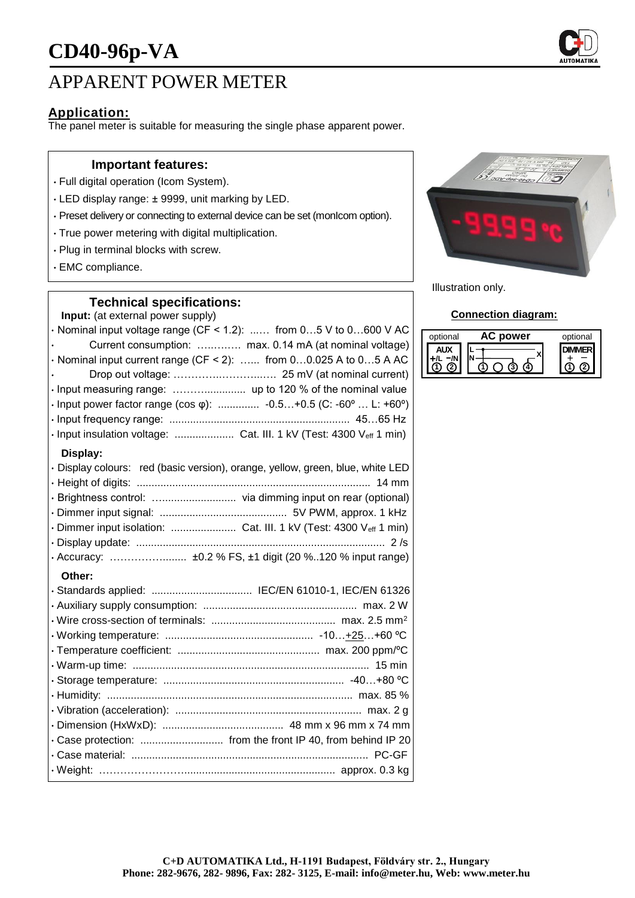# CD40-96p-VA

## APPARENT POWER METER

### Application:

The panel meter is suitable for measuring the single phase apparent power.

### Important features:

- Full digital operation (Icom System).
- LED display range: ± 9999, unit marking by LED.
- Preset delivery or connecting to external device can be set (monIcom option).
- True power metering with digital multiplication.
- Plug in terminal blocks with screw.
- EMC compliance.

Illustration only.

### Technical specifications:

**Input:** (at external power supply)

- Nominal input voltage range (CF < 1.2): ...... from 0…5 V to 0…600 V AC
- Current consumption: ............. max. 0.14 mA (at nominal voltage)
- Nominal input current range (CF < 2): ...... from 0…0.025 A to 0…5 A AC
- Drop out voltage: ............................ 25 mV (at nominal current)
- Input measuring range: ..................... up to 120 % of the nominal value
- Input power factor range (cos φ): .............. -0.5…+0.5 (C: -60º … L: +60º)
- Input frequency range: ............................................ 45…65 Hz
- Input insulation voltage: .................... Cat. III. 1 kV (Test: 4300 $V_{eff}$ 1 min)

**Display:**

- Display colours: red (basic version), orange, yellow, green, blue, white LED
- Height of digits: ............................................................... 14 mm
- Brightness control: ............................ via dimming input on rear (optional)
- Dimmer input signal: ........................................... 5V PWM, approx. 1 kHz
- Dimmer input isolation: ...................... Cat. III. 1 kV (Test: 4300 $V_{eff}$ 1 min)
- Display update: .................................................................... 2 /s
- Accuracy: ........................ ±0.2 % FS, ±1 digit (20 %..120 % input range)

**Other:**

- Standards applied: .................................. IEC/EN 61010-1, IEC/EN 61326
- Auxiliary supply consumption: .................................................. max. 2 W
- Wire cross-section of terminals: .......................................... max. 2.5 mm²
- Working temperature: .................................................. -10…+25…+60 ºC
- Temperature coefficient: ................................................ max. 200 ppm/ºC
- Warm-up time: ................................................................................ 15 min
- Storage temperature: ............................................................ -40…+80 ºC
- Humidity: ................................................................................... max. 85 %
- Vibration (acceleration): ............................................................... max. 2 g
- Dimension (HxWxD): ......................................... 48 mm x 96 mm x 74 mm
- Case protection: ............................ from the front IP 40, from behind IP 20
- Case material: ................................................................................ PC-GF
- Weight: ........................................................................ approx. 0.3 kg

### Connection diagram:

| optional | AC power | optional |
|---|---|---|
| AUX +/L −/N ① ② | L, N, X ① ○ ③ ④ | DIMMER + − ① ② |

**C+D AUTOMATIKA Ltd., H-1191 Budapest, Földváry str. 2., Hungary**
**Phone: 282-9676, 282- 9896, Fax: 282- 3125, E-mail: info@meter.hu, Web: www.meter.hu**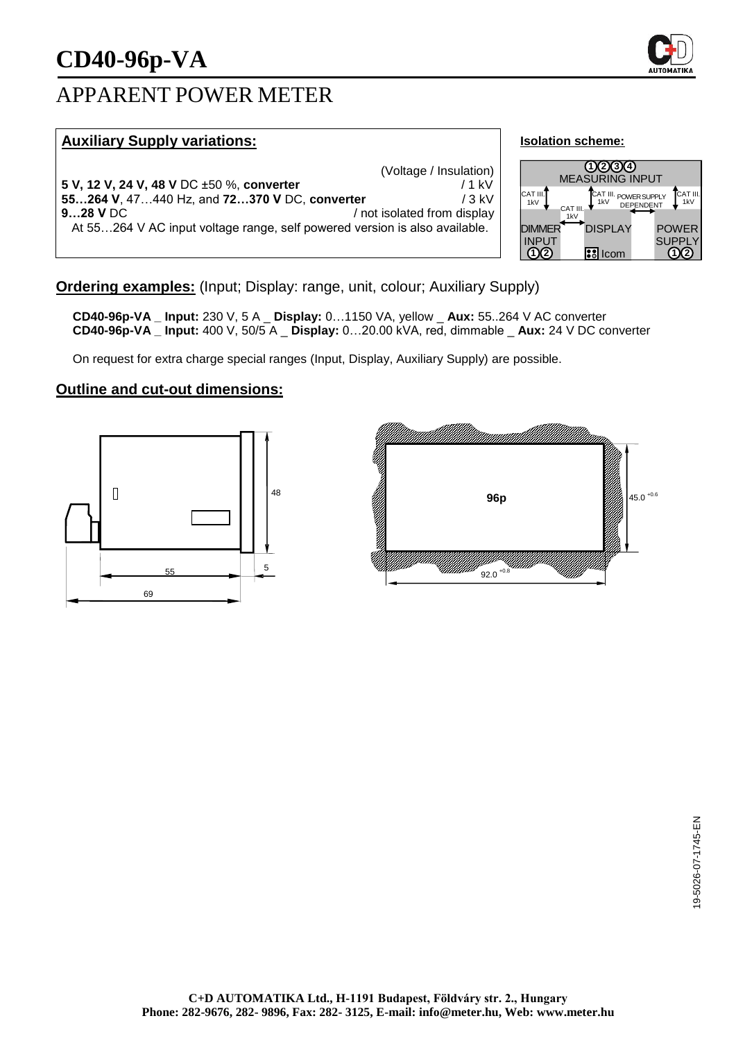# CD40-96p-VA

## APPARENT POWER METER

### Auxiliary Supply variations:

(Voltage / Insulation)

**5 V, 12 V, 24 V, 48 V** DC ±50 %, **converter** / 1 kV
**55…264 V**, 47…440 Hz, and **72…370 V** DC, **converter** / 3 kV
**9…28 V** DC / not isolated from display
At 55…264 V AC input voltage range, self powered version is also available.

### Isolation scheme:

①②③④
MEASURING INPUT

CAT III. 1kV
CAT III. 1kV
CAT III. 1kV
POWER SUPPLY DEPENDENT
CAT III. 1kV

DIMMER INPUT ①②
DISPLAY
Icom
POWER SUPPLY ①②

### Ordering examples: (Input; Display: range, unit, colour; Auxiliary Supply)

**CD40-96p-VA** _ **Input:** 230 V, 5 A _ **Display:** 0…1150 VA, yellow _ **Aux:** 55..264 V AC converter
**CD40-96p-VA** _ **Input:** 400 V, 50/5 A _ **Display:** 0…20.00 kVA, red, dimmable _ **Aux:** 24 V DC converter

On request for extra charge special ranges (Input, Display, Auxiliary Supply) are possible.

### Outline and cut-out dimensions:

48
5
55
69

96p
45.0 +0.6
92.0 +0.8

19-5026-07-1745-EN

**C+D AUTOMATIKA Ltd., H-1191 Budapest, Földváry str. 2., Hungary**
**Phone: 282-9676, 282- 9896, Fax: 282- 3125, E-mail: info@meter.hu, Web: www.meter.hu**